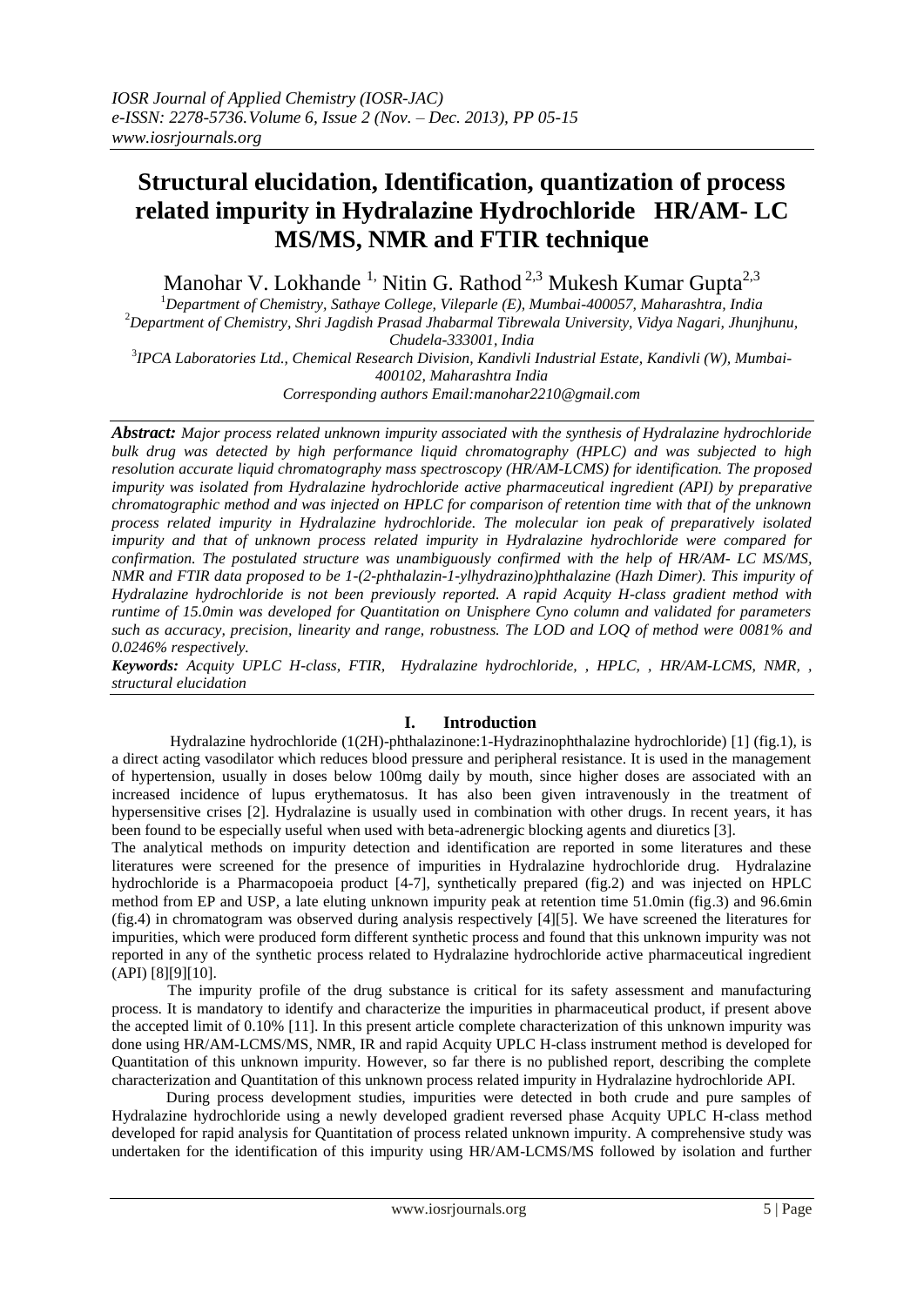# Structural elucidation, Identification, quantization of process related impurity in Hydralazine Hydrochloride HR/AM- LC MS/MS, NMR and FTIR technique

Manohar V. Lokhande [1,] Nitin G. Rathod [2,3] Mukesh Kumar Gupta[2,3]

[1]*Department of Chemistry, Sathaye College, Vileparle (E), Mumbai-400057, Maharashtra, India*
[2]*Department of Chemistry, Shri Jagdish Prasad Jhabarmal Tibrewala University, Vidya Nagari, Jhunjhunu, Chudela-333001, India*
[3]*IPCA Laboratories Ltd., Chemical Research Division, Kandivli Industrial Estate, Kandivli (W), Mumbai-400102, Maharashtra India*
*Corresponding authors Email:manohar2210@gmail.com*

***Abstract:*** *Major process related unknown impurity associated with the synthesis of Hydralazine hydrochloride bulk drug was detected by high performance liquid chromatography (HPLC) and was subjected to high resolution accurate liquid chromatography mass spectroscopy (HR/AM-LCMS) for identification. The proposed impurity was isolated from Hydralazine hydrochloride active pharmaceutical ingredient (API) by preparative chromatographic method and was injected on HPLC for comparison of retention time with that of the unknown process related impurity in Hydralazine hydrochloride. The molecular ion peak of preparatively isolated impurity and that of unknown process related impurity in Hydralazine hydrochloride were compared for confirmation. The postulated structure was unambiguously confirmed with the help of HR/AM- LC MS/MS, NMR and FTIR data proposed to be 1-(2-phthalazin-1-ylhydrazino)phthalazine (Hazh Dimer). This impurity of Hydralazine hydrochloride is not been previously reported. A rapid Acquity H-class gradient method with runtime of 15.0min was developed for Quantitation on Unisphere Cyno column and validated for parameters such as accuracy, precision, linearity and range, robustness. The LOD and LOQ of method were 0081% and 0.0246% respectively.*

***Keywords:*** *Acquity UPLC H-class, FTIR, Hydralazine hydrochloride, , HPLC, , HR/AM-LCMS, NMR, , structural elucidation*

## I. Introduction

Hydralazine hydrochloride (1(2H)-phthalazinone:1-Hydrazinophthalazine hydrochloride) [1] (fig.1), is a direct acting vasodilator which reduces blood pressure and peripheral resistance. It is used in the management of hypertension, usually in doses below 100mg daily by mouth, since higher doses are associated with an increased incidence of lupus erythematosus. It has also been given intravenously in the treatment of hypersensitive crises [2]. Hydralazine is usually used in combination with other drugs. In recent years, it has been found to be especially useful when used with beta-adrenergic blocking agents and diuretics [3].

The analytical methods on impurity detection and identification are reported in some literatures and these literatures were screened for the presence of impurities in Hydralazine hydrochloride drug. Hydralazine hydrochloride is a Pharmacopoeia product [4-7], synthetically prepared (fig.2) and was injected on HPLC method from EP and USP, a late eluting unknown impurity peak at retention time 51.0min (fig.3) and 96.6min (fig.4) in chromatogram was observed during analysis respectively [4][5]. We have screened the literatures for impurities, which were produced form different synthetic process and found that this unknown impurity was not reported in any of the synthetic process related to Hydralazine hydrochloride active pharmaceutical ingredient (API) [8][9][10].

The impurity profile of the drug substance is critical for its safety assessment and manufacturing process. It is mandatory to identify and characterize the impurities in pharmaceutical product, if present above the accepted limit of 0.10% [11]. In this present article complete characterization of this unknown impurity was done using HR/AM-LCMS/MS, NMR, IR and rapid Acquity UPLC H-class instrument method is developed for Quantitation of this unknown impurity. However, so far there is no published report, describing the complete characterization and Quantitation of this unknown process related impurity in Hydralazine hydrochloride API.

During process development studies, impurities were detected in both crude and pure samples of Hydralazine hydrochloride using a newly developed gradient reversed phase Acquity UPLC H-class method developed for rapid analysis for Quantitation of process related unknown impurity. A comprehensive study was undertaken for the identification of this impurity using HR/AM-LCMS/MS followed by isolation and further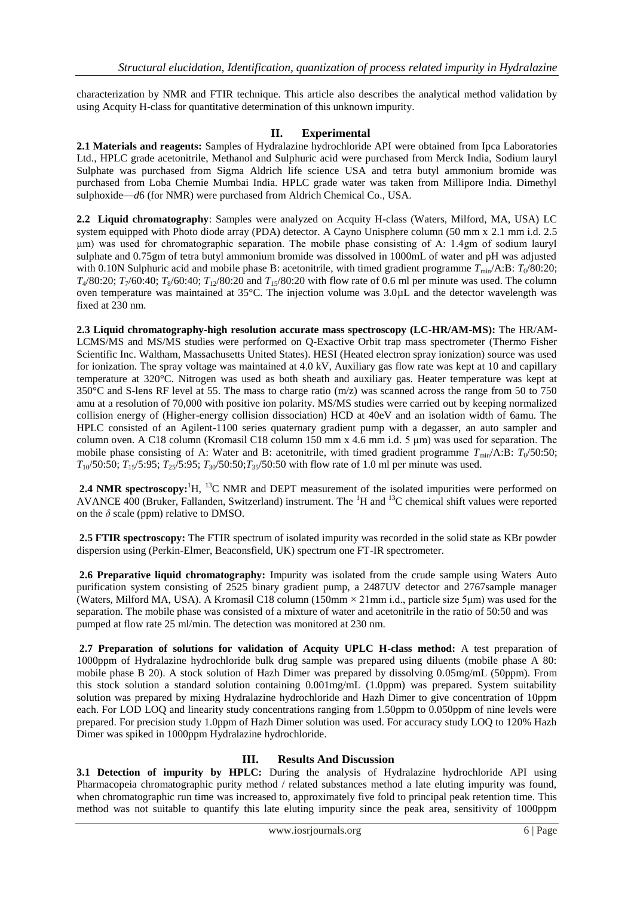characterization by NMR and FTIR technique. This article also describes the analytical method validation by using Acquity H-class for quantitative determination of this unknown impurity.

## II. Experimental

**2.1 Materials and reagents:** Samples of Hydralazine hydrochloride API were obtained from Ipca Laboratories Ltd., HPLC grade acetonitrile, Methanol and Sulphuric acid were purchased from Merck India, Sodium lauryl Sulphate was purchased from Sigma Aldrich life science USA and tetra butyl ammonium bromide was purchased from Loba Chemie Mumbai India. HPLC grade water was taken from Millipore India. Dimethyl sulphoxide—*d*6 (for NMR) were purchased from Aldrich Chemical Co., USA.

**2.2 Liquid chromatography**: Samples were analyzed on Acquity H-class (Waters, Milford, MA, USA) LC system equipped with Photo diode array (PDA) detector. A Cayno Unisphere column (50 mm x 2.1 mm i.d. 2.5 μm) was used for chromatographic separation. The mobile phase consisting of A: 1.4gm of sodium lauryl sulphate and 0.75gm of tetra butyl ammonium bromide was dissolved in 1000mL of water and pH was adjusted with 0.10N Sulphuric acid and mobile phase B: acetonitrile, with timed gradient programme $T_{min}$/A:B: $T_0$/80:20; $T_4$/80:20; $T_7$/60:40; $T_8$/60:40; $T_{12}$/80:20 and $T_{15}$/80:20 with flow rate of 0.6 ml per minute was used. The column oven temperature was maintained at 35°C. The injection volume was 3.0μL and the detector wavelength was fixed at 230 nm.

**2.3 Liquid chromatography-high resolution accurate mass spectroscopy (LC-HR/AM-MS):** The HR/AM-LCMS/MS and MS/MS studies were performed on Q-Exactive Orbit trap mass spectrometer (Thermo Fisher Scientific Inc. Waltham, Massachusetts United States). HESI (Heated electron spray ionization) source was used for ionization. The spray voltage was maintained at 4.0 kV, Auxiliary gas flow rate was kept at 10 and capillary temperature at 320°C. Nitrogen was used as both sheath and auxiliary gas. Heater temperature was kept at 350°C and S-lens RF level at 55. The mass to charge ratio (m/z) was scanned across the range from 50 to 750 amu at a resolution of 70,000 with positive ion polarity. MS/MS studies were carried out by keeping normalized collision energy of (Higher-energy collision dissociation) HCD at 40eV and an isolation width of 6amu. The HPLC consisted of an Agilent-1100 series quaternary gradient pump with a degasser, an auto sampler and column oven. A C18 column (Kromasil C18 column 150 mm x 4.6 mm i.d. 5 μm) was used for separation. The mobile phase consisting of A: Water and B: acetonitrile, with timed gradient programme $T_{min}$/A:B: $T_0$/50:50; $T_{10}$/50:50; $T_{15}$/5:95; $T_{25}$/5:95; $T_{30}$/50:50;$T_{35}$/50:50 with flow rate of 1.0 ml per minute was used.

**2.4 NMR spectroscopy:** $^{1}$H, $^{13}$C NMR and DEPT measurement of the isolated impurities were performed on AVANCE 400 (Bruker, Fallanden, Switzerland) instrument. The $^{1}$H and $^{13}$C chemical shift values were reported on the $\delta$ scale (ppm) relative to DMSO.

**2.5 FTIR spectroscopy:** The FTIR spectrum of isolated impurity was recorded in the solid state as KBr powder dispersion using (Perkin-Elmer, Beaconsfield, UK) spectrum one FT-IR spectrometer.

**2.6 Preparative liquid chromatography:** Impurity was isolated from the crude sample using Waters Auto purification system consisting of 2525 binary gradient pump, a 2487UV detector and 2767sample manager (Waters, Milford MA, USA). A Kromasil C18 column (150mm × 21mm i.d., particle size 5μm) was used for the separation. The mobile phase was consisted of a mixture of water and acetonitrile in the ratio of 50:50 and was pumped at flow rate 25 ml/min. The detection was monitored at 230 nm.

**2.7 Preparation of solutions for validation of Acquity UPLC H-class method:** A test preparation of 1000ppm of Hydralazine hydrochloride bulk drug sample was prepared using diluents (mobile phase A 80: mobile phase B 20). A stock solution of Hazh Dimer was prepared by dissolving 0.05mg/mL (50ppm). From this stock solution a standard solution containing 0.001mg/mL (1.0ppm) was prepared. System suitability solution was prepared by mixing Hydralazine hydrochloride and Hazh Dimer to give concentration of 10ppm each. For LOD LOQ and linearity study concentrations ranging from 1.50ppm to 0.050ppm of nine levels were prepared. For precision study 1.0ppm of Hazh Dimer solution was used. For accuracy study LOQ to 120% Hazh Dimer was spiked in 1000ppm Hydralazine hydrochloride.

## III. Results And Discussion

**3.1 Detection of impurity by HPLC:** During the analysis of Hydralazine hydrochloride API using Pharmacopeia chromatographic purity method / related substances method a late eluting impurity was found, when chromatographic run time was increased to, approximately five fold to principal peak retention time. This method was not suitable to quantify this late eluting impurity since the peak area, sensitivity of 1000ppm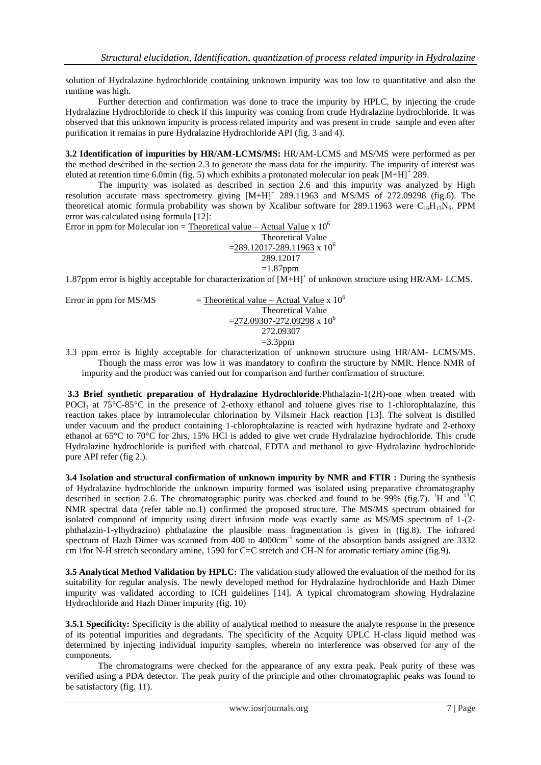solution of Hydralazine hydrochloride containing unknown impurity was too low to quantitative and also the runtime was high.

Further detection and confirmation was done to trace the impurity by HPLC, by injecting the crude Hydralazine Hydrochloride to check if this impurity was coming from crude Hydralazine hydrochloride. It was observed that this unknown impurity is process related impurity and was present in crude sample and even after purification it remains in pure Hydralazine Hydrochloride API (fig. 3 and 4).

**3.2 Identification of impurities by HR/AM-LCMS/MS:** HR/AM-LCMS and MS/MS were performed as per the method described in the section 2.3 to generate the mass data for the impurity. The impurity of interest was eluted at retention time 6.0min (fig. 5) which exhibits a protonated molecular ion peak $[M+H]^+$ 289.

The impurity was isolated as described in section 2.6 and this impurity was analyzed by High resolution accurate mass spectrometry giving $[M+H]^+$ 289.11963 and MS/MS of 272.09298 (fig.6). The theoretical atomic formula probability was shown by Xcalibur software for 289.11963 were $C_{16}H_{13}N_6$. PPM error was calculated using formula [12]:

$$\text{Error in ppm for Molecular ion} = \frac{\text{Theoretical value} - \text{Actual Value}}{\text{Theoretical Value}} \times 10^6$$

$$= \frac{289.12017-289.11963}{289.12017} \times 10^6$$

$$=1.87\text{ppm}$$

1.87ppm error is highly acceptable for characterization of $[M+H]^+$ of unknown structure using HR/AM- LCMS.

$$\text{Error in ppm for MS/MS} = \frac{\text{Theoretical value} - \text{Actual Value}}{\text{Theoretical Value}} \times 10^6$$

$$= \frac{272.09307-272.09298}{272.09307} \times 10^6$$

$$=3.3\text{ppm}$$

3.3 ppm error is highly acceptable for characterization of unknown structure using HR/AM- LCMS/MS. Though the mass error was low it was mandatory to confirm the structure by NMR. Hence NMR of impurity and the product was carried out for comparison and further confirmation of structure.

**3.3 Brief synthetic preparation of Hydralazine Hydrochloride***:* Phthalazin-1(2H)-one when treated with $POCl_3$ at 75°C-85°C in the presence of 2-ethoxy ethanol and toluene gives rise to 1-chlorophtalazine, this reaction takes place by intramolecular chlorination by Vilsmeir Hack reaction [13]. The solvent is distilled under vacuum and the product containing 1-chlorophtalazine is reacted with hydrazine hydrate and 2-ethoxy ethanol at 65°C to 70°C for 2hrs, 15% HCl is added to give wet crude Hydralazine hydrochloride. This crude Hydralazine hydrochloride is purified with charcoal, EDTA and methanol to give Hydralazine hydrochloride pure API refer (fig 2.).

**3.4 Isolation and structural confirmation of unknown impurity by NMR and FTIR :** During the synthesis of Hydralazine hydrochloride the unknown impurity formed was isolated using preparative chromatography described in section 2.6. The chromatographic purity was checked and found to be 99% (fig.7). $^1H$ and $^{13}C$ NMR spectral data (refer table no.1) confirmed the proposed structure. The MS/MS spectrum obtained for isolated compound of impurity using direct infusion mode was exactly same as MS/MS spectrum of 1-(2-phthalazin-1-ylhydrazino) phthalazine the plausible mass fragmentation is given in (fig.8). The infrared spectrum of Hazh Dimer was scanned from 400 to 4000cm$^{-1}$ some of the absorption bands assigned are 3332 cm$^{-}$1for N-H stretch secondary amine, 1590 for C=C stretch and CH-N for aromatic tertiary amine (fig.9).

**3.5 Analytical Method Validation by HPLC:** The validation study allowed the evaluation of the method for its suitability for regular analysis. The newly developed method for Hydralazine hydrochloride and Hazh Dimer impurity was validated according to ICH guidelines [14]. A typical chromatogram showing Hydralazine Hydrochloride and Hazh Dimer impurity (fig. 10)

**3.5.1 Specificity:** Specificity is the ability of analytical method to measure the analyte response in the presence of its potential impurities and degradants. The specificity of the Acquity UPLC H-class liquid method was determined by injecting individual impurity samples, wherein no interference was observed for any of the components.

The chromatograms were checked for the appearance of any extra peak. Peak purity of these was verified using a PDA detector. The peak purity of the principle and other chromatographic peaks was found to be satisfactory (fig. 11).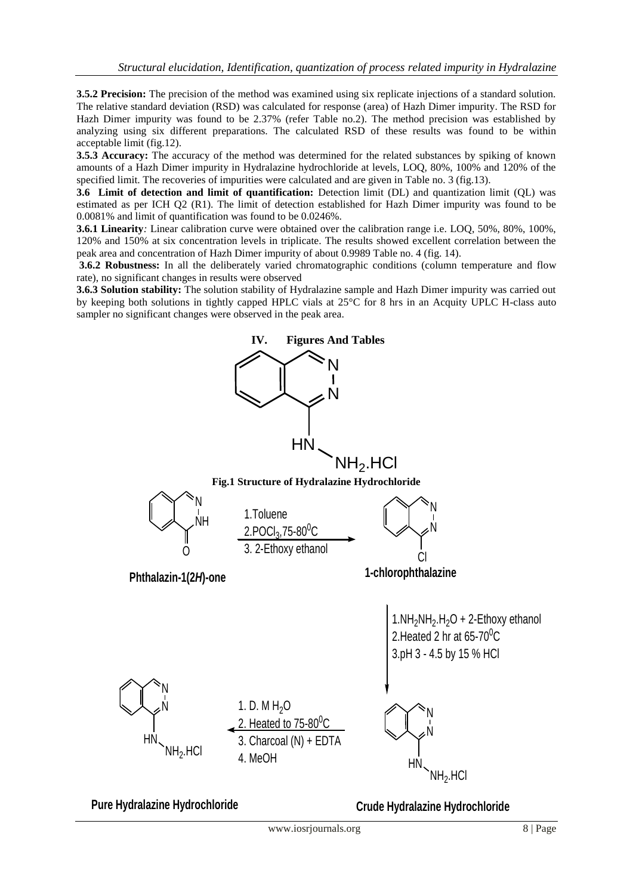**3.5.2 Precision:** The precision of the method was examined using six replicate injections of a standard solution. The relative standard deviation (RSD) was calculated for response (area) of Hazh Dimer impurity. The RSD for Hazh Dimer impurity was found to be 2.37% (refer Table no.2). The method precision was established by analyzing using six different preparations. The calculated RSD of these results was found to be within acceptable limit (fig.12).

**3.5.3 Accuracy:** The accuracy of the method was determined for the related substances by spiking of known amounts of a Hazh Dimer impurity in Hydralazine hydrochloride at levels, LOQ, 80%, 100% and 120% of the specified limit. The recoveries of impurities were calculated and are given in Table no. 3 (fig.13).

**3.6 Limit of detection and limit of quantification:** Detection limit (DL) and quantization limit (QL) was estimated as per ICH Q2 (R1). The limit of detection established for Hazh Dimer impurity was found to be 0.0081% and limit of quantification was found to be 0.0246%.

**3.6.1 Linearity***:* Linear calibration curve were obtained over the calibration range i.e. LOQ, 50%, 80%, 100%, 120% and 150% at six concentration levels in triplicate. The results showed excellent correlation between the peak area and concentration of Hazh Dimer impurity of about 0.9989 Table no. 4 (fig. 14).

**3.6.2 Robustness:** In all the deliberately varied chromatographic conditions (column temperature and flow rate), no significant changes in results were observed

**3.6.3 Solution stability:** The solution stability of Hydralazine sample and Hazh Dimer impurity was carried out by keeping both solutions in tightly capped HPLC vials at 25°C for 8 hrs in an Acquity UPLC H-class auto sampler no significant changes were observed in the peak area.

## IV. Figures And Tables

HN, $NH_2$.HCl

**Fig.1 Structure of Hydralazine Hydrochloride**

**Phthalazin-1(2*H*)-one**

1. Toluene
2. $POCl_3$, 75-80$^0$C
3. 2-Ethoxy ethanol

**1-chlorophthalazine**

1. $NH_2NH_2.H_2O$ + 2-Ethoxy ethanol
2. Heated 2 hr at 65-70$^0$C
3. pH 3 - 4.5 by 15 % HCl

**Crude Hydralazine Hydrochloride**

1. D. M $H_2O$
2. Heated to 75-80$^0$C
3. Charcoal (N) + EDTA
4. MeOH

**Pure Hydralazine Hydrochloride**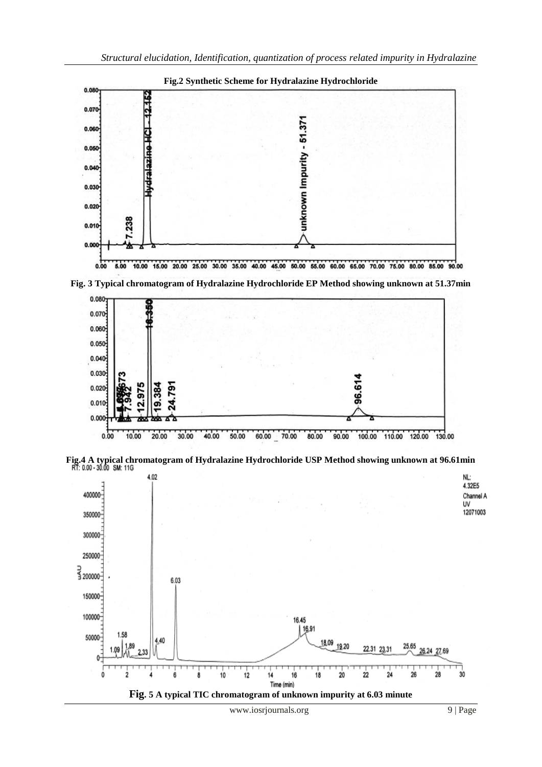**Fig.2 Synthetic Scheme for Hydralazine Hydrochloride**

**Fig. 3 Typical chromatogram of Hydralazine Hydrochloride EP Method showing unknown at 51.37min**

**Fig.4 A typical chromatogram of Hydralazine Hydrochloride USP Method showing unknown at 96.61min**

**Fig. 5 A typical TIC chromatogram of unknown impurity at 6.03 minute**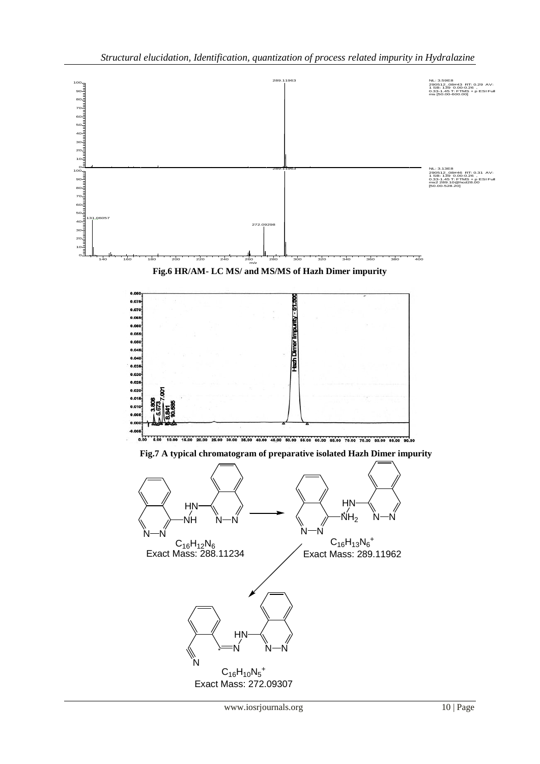Fig.6 HR/AM- LC MS/ and MS/MS of Hazh Dimer impurity

Fig.7 A typical chromatogram of preparative isolated Hazh Dimer impurity

$C_{16}H_{12}N_6$
Exact Mass: 288.11234

$C_{16}H_{13}N_6^+$
Exact Mass: 289.11962

$C_{16}H_{10}N_5^+$
Exact Mass: 272.09307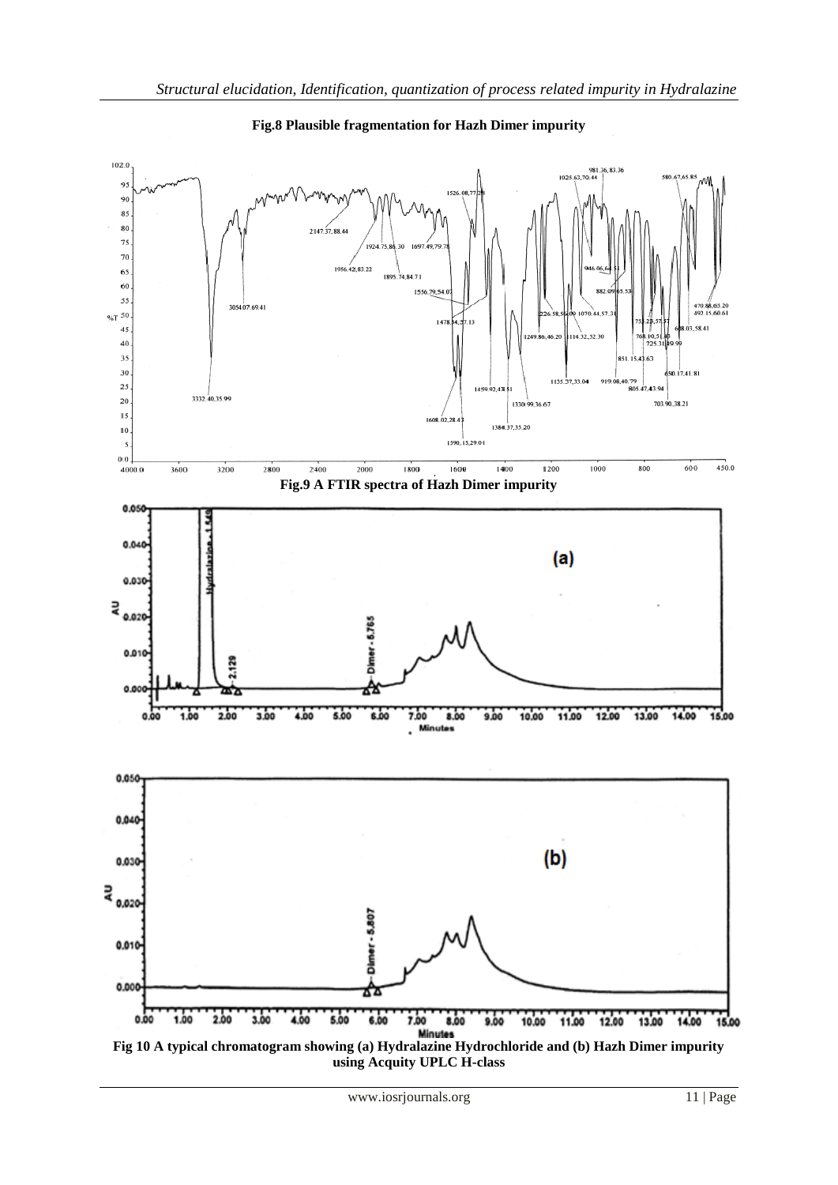**Fig.8 Plausible fragmentation for Hazh Dimer impurity**

**Fig.9 A FTIR spectra of Hazh Dimer impurity**

**Fig 10 A typical chromatogram showing (a) Hydralazine Hydrochloride and (b) Hazh Dimer impurity using Acquity UPLC H-class**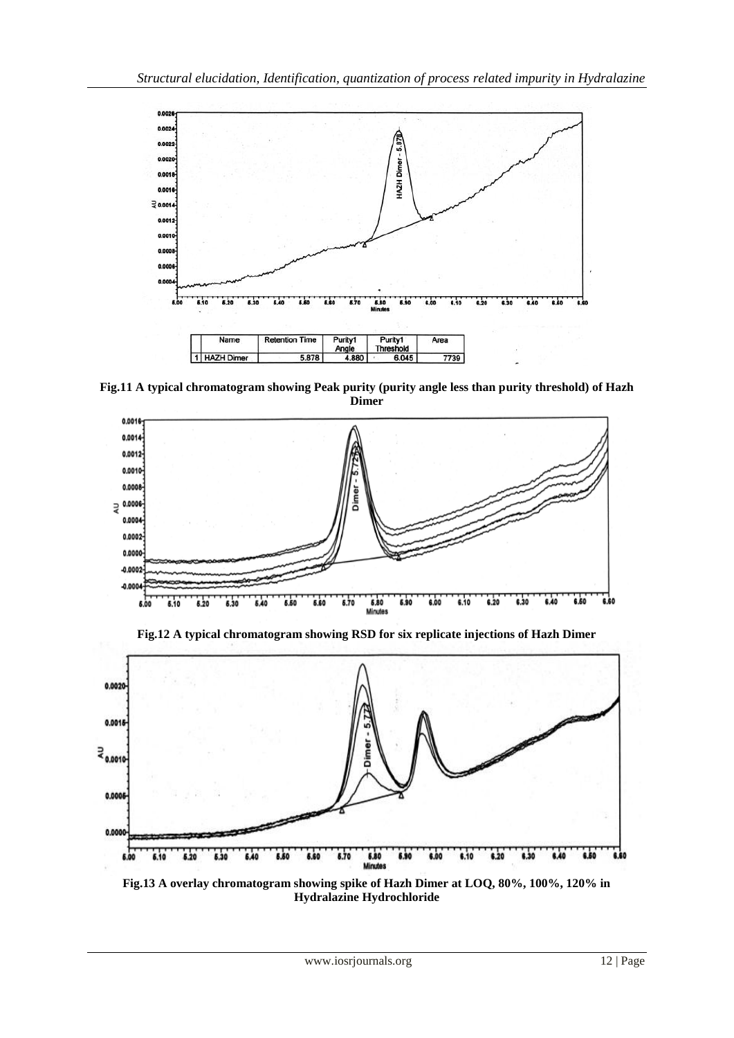| | Name | Retention Time | Purity1 Angle | Purity1 Threshold | Area |
|---|---|---|---|---|---|
| 1 | HAZH Dimer | 5.878 | 4.880 | 6.045 | 7739 |

**Fig.11 A typical chromatogram showing Peak purity (purity angle less than purity threshold) of Hazh Dimer**

**Fig.12 A typical chromatogram showing RSD for six replicate injections of Hazh Dimer**

**Fig.13 A overlay chromatogram showing spike of Hazh Dimer at LOQ, 80%, 100%, 120% in Hydralazine Hydrochloride**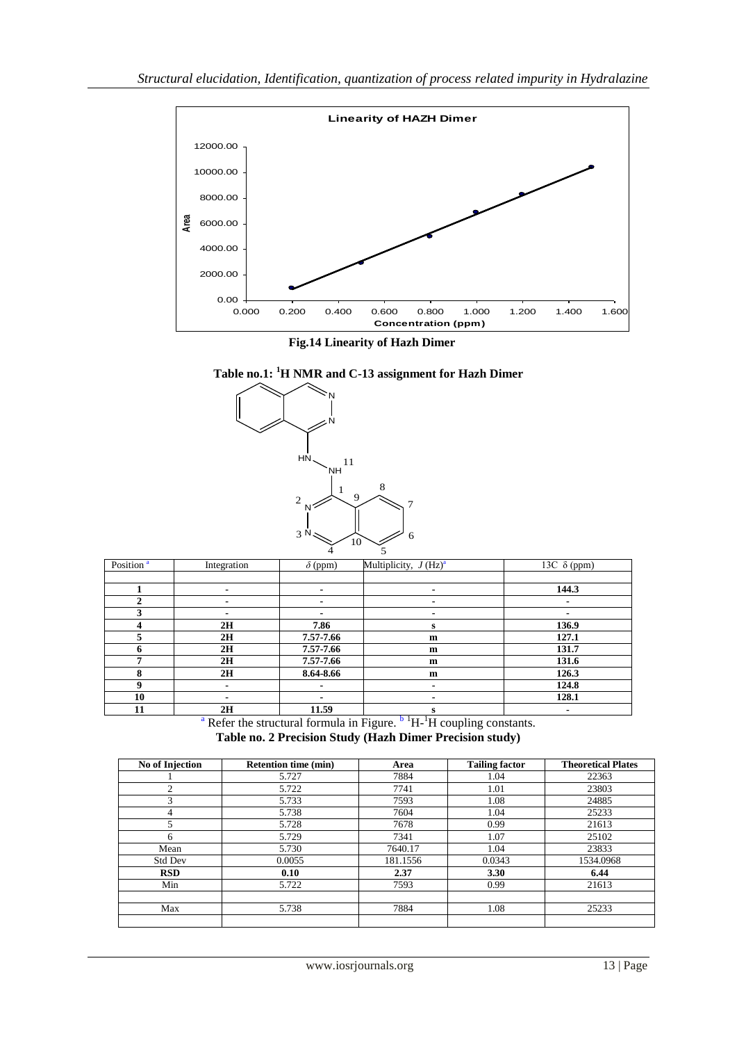Fig.14 Linearity of Hazh Dimer

**Table no.1: $^1$H NMR and C-13 assignment for Hazh Dimer**

| Position [a] | Integration | $\delta$ (ppm) | Multiplicity, $J$ (Hz)[a] | 13C $\delta$ (ppm) |
|---|---|---|---|---|
| | | | | |
| **1** | **-** | **-** | **-** | **144.3** |
| **2** | **-** | **-** | **-** | **-** |
| **3** | **-** | **-** | **-** | **-** |
| **4** | **2H** | **7.86** | **s** | **136.9** |
| **5** | **2H** | **7.57-7.66** | **m** | **127.1** |
| **6** | **2H** | **7.57-7.66** | **m** | **131.7** |
| **7** | **2H** | **7.57-7.66** | **m** | **131.6** |
| **8** | **2H** | **8.64-8.66** | **m** | **126.3** |
| **9** | **-** | **-** | **-** | **124.8** |
| **10** | **-** | **-** | **-** | **128.1** |
| **11** | **2H** | **11.59** | **s** | **-** |

[a] Refer the structural formula in Figure. [b] $^1$H-$^1$H coupling constants.

**Table no. 2 Precision Study (Hazh Dimer Precision study)**

| No of Injection | Retention time (min) | Area | Tailing factor | Theoretical Plates |
|---|---|---|---|---|
| 1 | 5.727 | 7884 | 1.04 | 22363 |
| 2 | 5.722 | 7741 | 1.01 | 23803 |
| 3 | 5.733 | 7593 | 1.08 | 24885 |
| 4 | 5.738 | 7604 | 1.04 | 25233 |
| 5 | 5.728 | 7678 | 0.99 | 21613 |
| 6 | 5.729 | 7341 | 1.07 | 25102 |
| Mean | 5.730 | 7640.17 | 1.04 | 23833 |
| Std Dev | 0.0055 | 181.1556 | 0.0343 | 1534.0968 |
| **RSD** | **0.10** | **2.37** | **3.30** | **6.44** |
| Min | 5.722 | 7593 | 0.99 | 21613 |
| | | | | |
| Max | 5.738 | 7884 | 1.08 | 25233 |
| | | | | |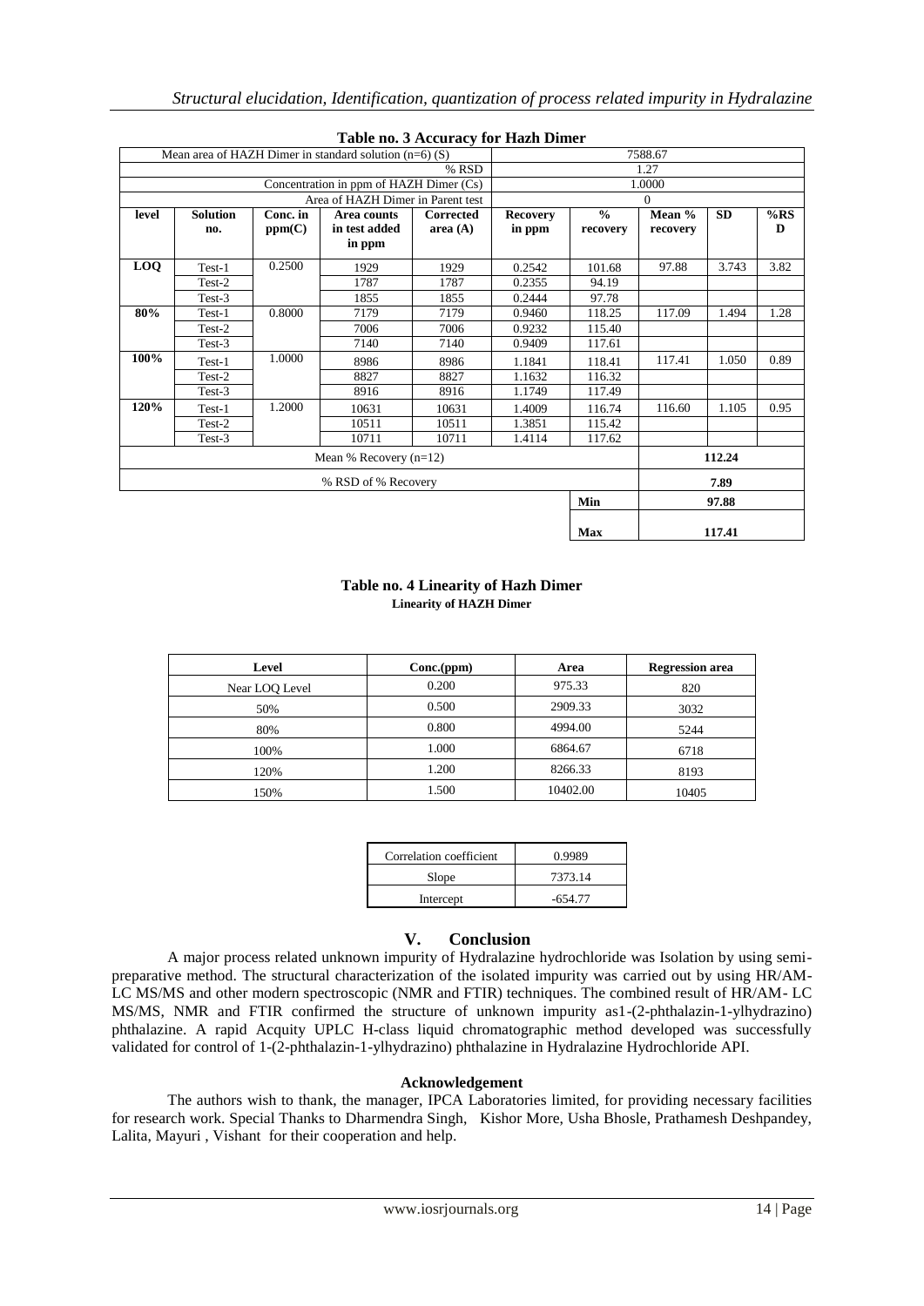**Table no. 3 Accuracy for Hazh Dimer**

| Mean area of HAZH Dimer in standard solution (n=6) (S) | | | | | 7588.67 | | | | |
|---|---|---|---|---|---|---|---|---|---|
| % RSD | | | | | 1.27 | | | | |
| Concentration in ppm of HAZH Dimer (Cs) | | | | | 1.0000 | | | | |
| Area of HAZH Dimer in Parent test | | | | | 0 | | | | |
| **level** | **Solution no.** | **Conc. in ppm(C)** | **Area counts in test added in ppm** | **Corrected area (A)** | **Recovery in ppm** | **% recovery** | **Mean % recovery** | **SD** | **%RSD** |
| **LOQ** | Test-1 | 0.2500 | 1929 | 1929 | 0.2542 | 101.68 | 97.88 | 3.743 | 3.82 |
| | Test-2 | | 1787 | 1787 | 0.2355 | 94.19 | | | |
| | Test-3 | | 1855 | 1855 | 0.2444 | 97.78 | | | |
| **80%** | Test-1 | 0.8000 | 7179 | 7179 | 0.9460 | 118.25 | 117.09 | 1.494 | 1.28 |
| | Test-2 | | 7006 | 7006 | 0.9232 | 115.40 | | | |
| | Test-3 | | 7140 | 7140 | 0.9409 | 117.61 | | | |
| **100%** | Test-1 | 1.0000 | 8986 | 8986 | 1.1841 | 118.41 | 117.41 | 1.050 | 0.89 |
| | Test-2 | | 8827 | 8827 | 1.1632 | 116.32 | | | |
| | Test-3 | | 8916 | 8916 | 1.1749 | 117.49 | | | |
| **120%** | Test-1 | 1.2000 | 10631 | 10631 | 1.4009 | 116.74 | 116.60 | 1.105 | 0.95 |
| | Test-2 | | 10511 | 10511 | 1.3851 | 115.42 | | | |
| | Test-3 | | 10711 | 10711 | 1.4114 | 117.62 | | | |
| Mean % Recovery (n=12) | | | | | | | **112.24** | | |
| % RSD of % Recovery | | | | | | | **7.89** | | |
| | | | | | | **Min** | **97.88** | | |
| | | | | | | **Max** | **117.41** | | |

**Table no. 4 Linearity of Hazh Dimer**

**Linearity of HAZH Dimer**

| Level | Conc.(ppm) | Area | Regression area |
|---|---|---|---|
| Near LOQ Level | 0.200 | 975.33 | 820 |
| 50% | 0.500 | 2909.33 | 3032 |
| 80% | 0.800 | 4994.00 | 5244 |
| 100% | 1.000 | 6864.67 | 6718 |
| 120% | 1.200 | 8266.33 | 8193 |
| 150% | 1.500 | 10402.00 | 10405 |

| | |
|---|---|
| Correlation coefficient | 0.9989 |
| Slope | 7373.14 |
| Intercept | -654.77 |

## V. Conclusion

A major process related unknown impurity of Hydralazine hydrochloride was Isolation by using semi-preparative method. The structural characterization of the isolated impurity was carried out by using HR/AM-LC MS/MS and other modern spectroscopic (NMR and FTIR) techniques. The combined result of HR/AM- LC MS/MS, NMR and FTIR confirmed the structure of unknown impurity as1-(2-phthalazin-1-ylhydrazino) phthalazine. A rapid Acquity UPLC H-class liquid chromatographic method developed was successfully validated for control of 1-(2-phthalazin-1-ylhydrazino) phthalazine in Hydralazine Hydrochloride API.

### Acknowledgement

The authors wish to thank, the manager, IPCA Laboratories limited, for providing necessary facilities for research work. Special Thanks to Dharmendra Singh, Kishor More, Usha Bhosle, Prathamesh Deshpandey, Lalita, Mayuri , Vishant for their cooperation and help.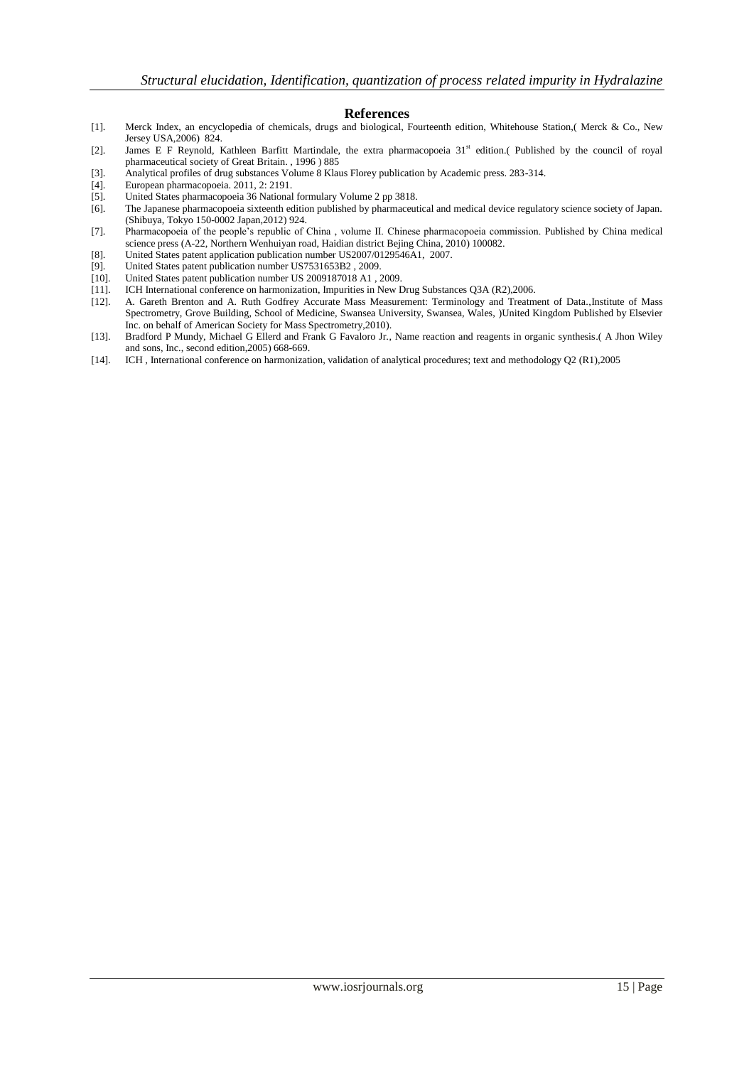## References

[1]. Merck Index, an encyclopedia of chemicals, drugs and biological, Fourteenth edition, Whitehouse Station,( Merck & Co., New Jersey USA,2006) 824.

[2]. James E F Reynold, Kathleen Barfitt Martindale, the extra pharmacopoeia 31st edition.( Published by the council of royal pharmaceutical society of Great Britain. , 1996 ) 885

[3]. Analytical profiles of drug substances Volume 8 Klaus Florey publication by Academic press. 283-314.

[4]. European pharmacopoeia. 2011, 2: 2191.

[5]. United States pharmacopoeia 36 National formulary Volume 2 pp 3818.

[6]. The Japanese pharmacopoeia sixteenth edition published by pharmaceutical and medical device regulatory science society of Japan. (Shibuya, Tokyo 150-0002 Japan,2012) 924.

[7]. Pharmacopoeia of the people's republic of China , volume II. Chinese pharmacopoeia commission. Published by China medical science press (A-22, Northern Wenhuiyan road, Haidian district Bejing China, 2010) 100082.

[8]. United States patent application publication number US2007/0129546A1, 2007.

[9]. United States patent publication number US7531653B2 , 2009.

[10]. United States patent publication number US 2009187018 A1 , 2009.

[11]. ICH International conference on harmonization, Impurities in New Drug Substances Q3A (R2),2006.

[12]. A. Gareth Brenton and A. Ruth Godfrey Accurate Mass Measurement: Terminology and Treatment of Data.,Institute of Mass Spectrometry, Grove Building, School of Medicine, Swansea University, Swansea, Wales, )United Kingdom Published by Elsevier Inc. on behalf of American Society for Mass Spectrometry,2010).

[13]. Bradford P Mundy, Michael G Ellerd and Frank G Favaloro Jr., Name reaction and reagents in organic synthesis.( A Jhon Wiley and sons, Inc., second edition,2005) 668-669.

[14]. ICH , International conference on harmonization, validation of analytical procedures; text and methodology Q2 (R1),2005